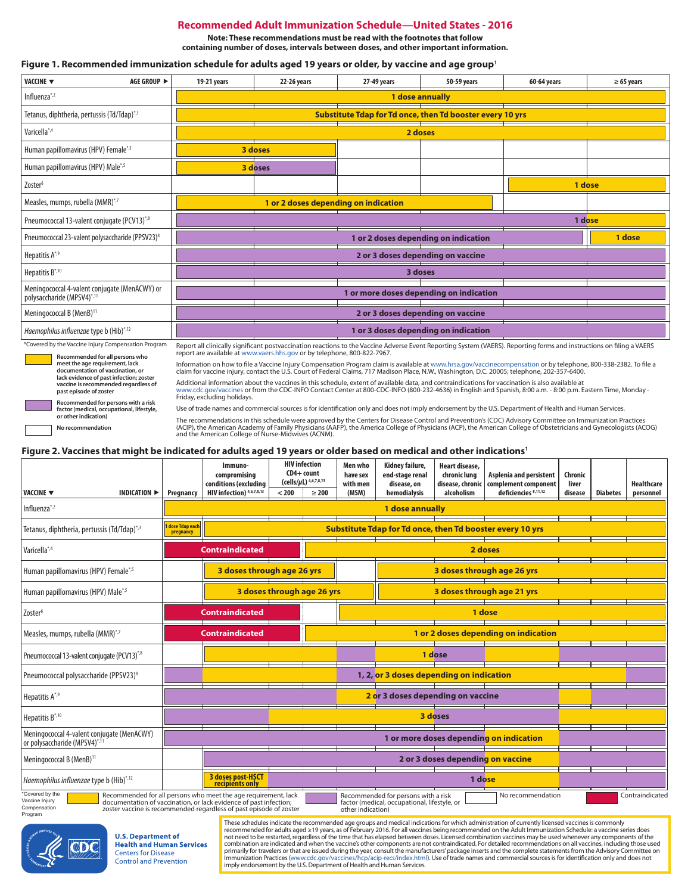# Recommended Adult Immunization Schedule—United States - 2016

**Note: These recommendations must be read with the footnotes that follow containing number of doses, intervals between doses, and other important information.**

## Figure 1. Recommended immunization schedule for adults aged 19 years or older, by vaccine and age group[1]

| VACCINE ▼ AGE GROUP ► | 19-21 years | 22-26 years | 27-49 years | 50-59 years | 60-64 years | ≥ 65 years |
|---|---|---|---|---|---|---|
| Influenza*[,2] | 1 dose annually | | | | | |
| Tetanus, diphtheria, pertussis (Td/Tdap)*[,3] | Substitute Tdap for Td once, then Td booster every 10 yrs | | | | | |
| Varicella*[,4] | 2 doses | | | | | |
| Human papillomavirus (HPV) Female*[,5] | 3 doses | | | | | |
| Human papillomavirus (HPV) Male*[,5] | 3 doses | | | | | |
| Zoster[6] | | | | | 1 dose | |
| Measles, mumps, rubella (MMR)*[,7] | 1 or 2 doses depending on indication | | | | | |
| Pneumococcal 13-valent conjugate (PCV13)*[,8] | 1 dose | | | | | |
| Pneumococcal 23-valent polysaccharide (PPSV23)[8] | 1 or 2 doses depending on indication | | | | | 1 dose |
| Hepatitis A*[,9] | 2 or 3 doses depending on vaccine | | | | | |
| Hepatitis B*[,10] | 3 doses | | | | | |
| Meningococcal 4-valent conjugate (MenACWY) or polysaccharide (MPSV4)*[,11] | 1 or more doses depending on indication | | | | | |
| Meningococcal B (MenB)[11] | 2 or 3 doses depending on vaccine | | | | | |
| *Haemophilus influenzae* type b (Hib)*[,12] | 1 or 3 doses depending on indication | | | | | |

*Covered by the Vaccine Injury Compensation Program

- Recommended for all persons who meet the age requirement, lack documentation of vaccination, or lack evidence of past infection; zoster vaccine is recommended regardless of past episode of zoster
- Recommended for persons with a risk factor (medical, occupational, lifestyle, or other indication)
- No recommendation

Report all clinically significant postvaccination reactions to the Vaccine Adverse Event Reporting System (VAERS). Reporting forms and instructions on filing a VAERS report are available at www.vaers.hhs.gov or by telephone, 800-822-7967.

Information on how to file a Vaccine Injury Compensation Program claim is available at www.hrsa.gov/vaccinecompensation or by telephone, 800-338-2382. To file a claim for vaccine injury, contact the U.S. Court of Federal Claims, 717 Madison Place, N.W., Washington, D.C. 20005; telephone, 202-357-6400.

Additional information about the vaccines in this schedule, extent of available data, and contraindications for vaccination is also available at www.cdc.gov/vaccines or from the CDC-INFO Contact Center at 800-CDC-INFO (800-232-4636) in English and Spanish, 8:00 a.m. - 8:00 p.m. Eastern Time, Monday - Friday, excluding holidays.

Use of trade names and commercial sources is for identification only and does not imply endorsement by the U.S. Department of Health and Human Services.

The recommendations in this schedule were approved by the Centers for Disease Control and Prevention's (CDC) Advisory Committee on Immunization Practices (ACIP), the American Academy of Family Physicians (AAFP), the America College of Physicians (ACP), the American College of Obstetricians and Gynecologists (ACOG) and the American College of Nurse-Midwives (ACNM).

## Figure 2. Vaccines that might be indicated for adults aged 19 years or older based on medical and other indications[1]

| VACCINE ▼ INDICATION ► | Pregnancy | Immuno-compromising conditions (excluding HIV infection) [4,6,7,8,13] | HIV infection CD4+ count (cells/μL) [4,6,7,8,13] < 200 | HIV infection ≥ 200 | Men who have sex with men (MSM) | Kidney failure, end-stage renal disease, on hemodialysis | Heart disease, chronic lung disease, chronic alcoholism | Asplenia and persistent complement component deficiencies [8,11,12] | Chronic liver disease | Diabetes | Healthcare personnel |
|---|---|---|---|---|---|---|---|---|---|---|---|
| Influenza*[,2] | 1 dose annually | | | | | | | | | | |
| Tetanus, diphtheria, pertussis (Td/Tdap)*[,3] | 1 dose Tdap each pregnancy | Substitute Tdap for Td once, then Td booster every 10 yrs | | | | | | | | | |
| Varicella*[,4] | Contraindicated | | | 2 doses | | | | | | | |
| Human papillomavirus (HPV) Female*[,5] | | 3 doses through age 26 yrs | | | | 3 doses through age 26 yrs | | | | | |
| Human papillomavirus (HPV) Male*[,5] | | 3 doses through age 26 yrs | | | | 3 doses through age 21 yrs | | | | | |
| Zoster[6] | Contraindicated | | | | 1 dose | | | | | | |
| Measles, mumps, rubella (MMR)*[,7] | Contraindicated | | | 1 or 2 doses depending on indication | | | | | | | |
| Pneumococcal 13-valent conjugate (PCV13)*[,8] | | 1 dose | | | | | | | | | |
| Pneumococcal polysaccharide (PPSV23)[8] | | 1, 2, or 3 doses depending on indication | | | | | | | | | |
| Hepatitis A*[,9] | 2 or 3 doses depending on vaccine | | | | | | | | | | |
| Hepatitis B*[,10] | 3 doses | | | | | | | | | | |
| Meningococcal 4-valent conjugate (MenACWY) or polysaccharide (MPSV4)*[,11] | 1 or more doses depending on indication | | | | | | | | | | |
| Meningococcal B (MenB)[11] | | 2 or 3 doses depending on vaccine | | | | | | | | | |
| *Haemophilus influenzae* type b (Hib)*[,12] | | 3 doses post-HSCT recipients only | 1 dose | | | | | | | | |

*Covered by the Vaccine Injury Compensation Program

- Recommended for all persons who meet the age requirement, lack documentation of vaccination, or lack evidence of past infection; zoster vaccine is recommended regardless of past episode of zoster
- Recommended for persons with a risk factor (medical, occupational, lifestyle, or other indication)
- No recommendation
- Contraindicated

U.S. Department of Health and Human Services
Centers for Disease Control and Prevention

These schedules indicate the recommended age groups and medical indications for which administration of currently licensed vaccines is commonly recommended for adults ages ≥19 years, as of February 2016. For all vaccines being recommended on the Adult Immunization Schedule: a vaccine series does not need to be restarted, regardless of the time that has elapsed between doses. Licensed combination vaccines may be used whenever any components of the combination are indicated and when the vaccine's other components are not contraindicated. For detailed recommendations on all vaccines, including those used primarily for travelers or that are issued during the year, consult the manufacturers' package inserts and the complete statements from the Advisory Committee on Immunization Practices (www.cdc.gov/vaccines/hcp/acip-recs/index.html). Use of trade names and commercial sources is for identification only and does not imply endorsement by the U.S. Department of Health and Human Services.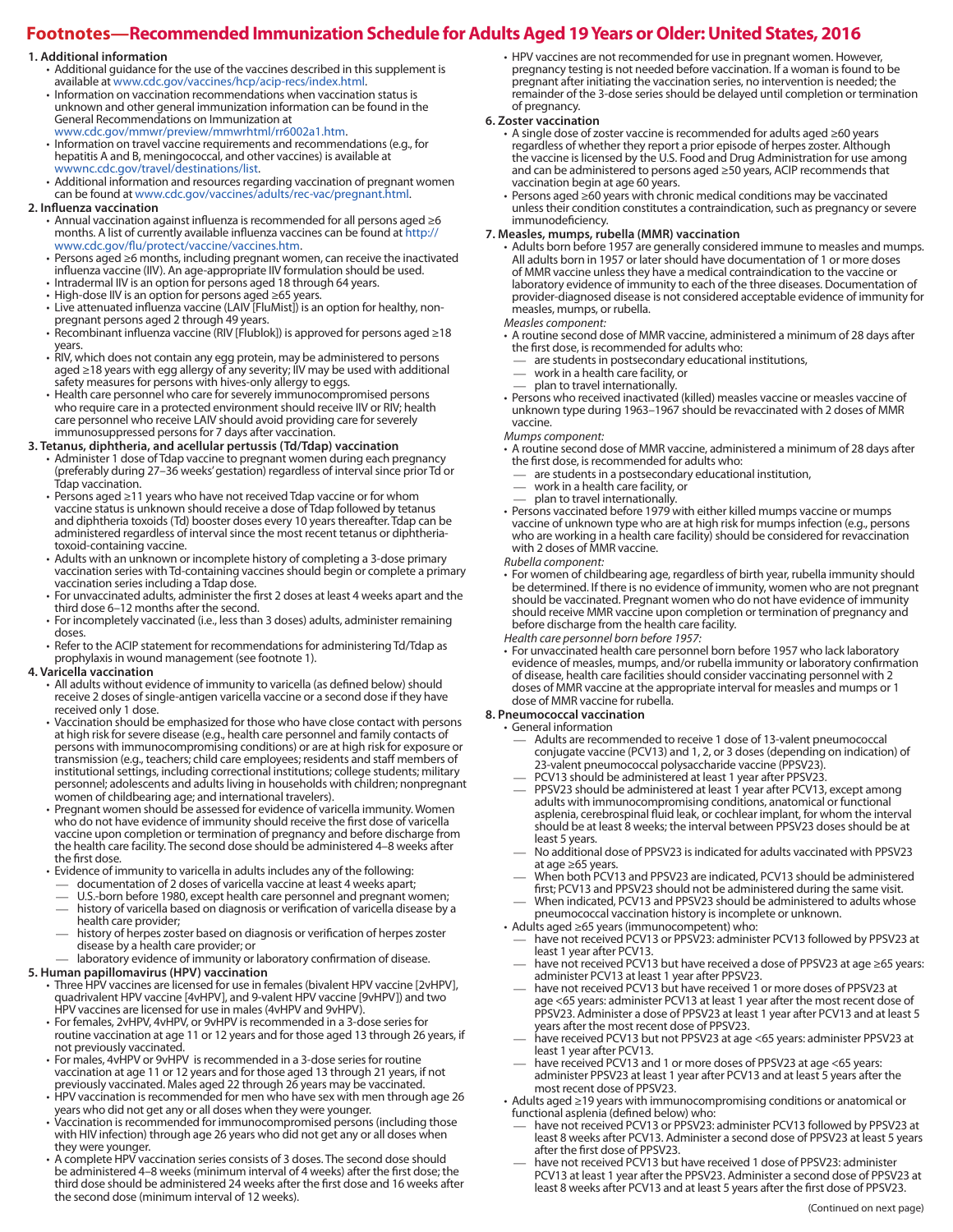# Footnotes—Recommended Immunization Schedule for Adults Aged 19 Years or Older: United States, 2016

## 1. Additional information

- Additional guidance for the use of the vaccines described in this supplement is available at www.cdc.gov/vaccines/hcp/acip-recs/index.html.
- Information on vaccination recommendations when vaccination status is unknown and other general immunization information can be found in the General Recommendations on Immunization at www.cdc.gov/mmwr/preview/mmwrhtml/rr6002a1.htm.
- Information on travel vaccine requirements and recommendations (e.g., for hepatitis A and B, meningococcal, and other vaccines) is available at wwwnc.cdc.gov/travel/destinations/list.
- Additional information and resources regarding vaccination of pregnant women can be found at www.cdc.gov/vaccines/adults/rec-vac/pregnant.html.

## 2. Influenza vaccination

- Annual vaccination against influenza is recommended for all persons aged ≥6 months. A list of currently available influenza vaccines can be found at http://www.cdc.gov/flu/protect/vaccine/vaccines.htm.
- Persons aged ≥6 months, including pregnant women, can receive the inactivated influenza vaccine (IIV). An age-appropriate IIV formulation should be used.
- Intradermal IIV is an option for persons aged 18 through 64 years.
- High-dose IIV is an option for persons aged ≥65 years.
- Live attenuated influenza vaccine (LAIV [FluMist]) is an option for healthy, non-pregnant persons aged 2 through 49 years.
- Recombinant influenza vaccine (RIV [Flublok]) is approved for persons aged ≥18 years.
- RIV, which does not contain any egg protein, may be administered to persons aged ≥18 years with egg allergy of any severity; IIV may be used with additional safety measures for persons with hives-only allergy to eggs.
- Health care personnel who care for severely immunocompromised persons who require care in a protected environment should receive IIV or RIV; health care personnel who receive LAIV should avoid providing care for severely immunosuppressed persons for 7 days after vaccination.

## 3. Tetanus, diphtheria, and acellular pertussis (Td/Tdap) vaccination

- Administer 1 dose of Tdap vaccine to pregnant women during each pregnancy (preferably during 27–36 weeks' gestation) regardless of interval since prior Td or Tdap vaccination.
- Persons aged ≥11 years who have not received Tdap vaccine or for whom vaccine status is unknown should receive a dose of Tdap followed by tetanus and diphtheria toxoids (Td) booster doses every 10 years thereafter. Tdap can be administered regardless of interval since the most recent tetanus or diphtheria-toxoid-containing vaccine.
- Adults with an unknown or incomplete history of completing a 3-dose primary vaccination series with Td-containing vaccines should begin or complete a primary vaccination series including a Tdap dose.
- For unvaccinated adults, administer the first 2 doses at least 4 weeks apart and the third dose 6–12 months after the second.
- For incompletely vaccinated (i.e., less than 3 doses) adults, administer remaining doses.
- Refer to the ACIP statement for recommendations for administering Td/Tdap as prophylaxis in wound management (see footnote 1).

## 4. Varicella vaccination

- All adults without evidence of immunity to varicella (as defined below) should receive 2 doses of single-antigen varicella vaccine or a second dose if they have received only 1 dose.
- Vaccination should be emphasized for those who have close contact with persons at high risk for severe disease (e.g., health care personnel and family contacts of persons with immunocompromising conditions) or are at high risk for exposure or transmission (e.g., teachers; child care employees; residents and staff members of institutional settings, including correctional institutions; college students; military personnel; adolescents and adults living in households with children; nonpregnant women of childbearing age; and international travelers).
- Pregnant women should be assessed for evidence of varicella immunity. Women who do not have evidence of immunity should receive the first dose of varicella vaccine upon completion or termination of pregnancy and before discharge from the health care facility. The second dose should be administered 4–8 weeks after the first dose.
- Evidence of immunity to varicella in adults includes any of the following:
  - documentation of 2 doses of varicella vaccine at least 4 weeks apart;
  - U.S.-born before 1980, except health care personnel and pregnant women;
  - history of varicella based on diagnosis or verification of varicella disease by a health care provider;
  - history of herpes zoster based on diagnosis or verification of herpes zoster disease by a health care provider; or
  - laboratory evidence of immunity or laboratory confirmation of disease.

## 5. Human papillomavirus (HPV) vaccination

- Three HPV vaccines are licensed for use in females (bivalent HPV vaccine [2vHPV], quadrivalent HPV vaccine [4vHPV], and 9-valent HPV vaccine [9vHPV]) and two HPV vaccines are licensed for use in males (4vHPV and 9vHPV).
- For females, 2vHPV, 4vHPV, or 9vHPV is recommended in a 3-dose series for routine vaccination at age 11 or 12 years and for those aged 13 through 26 years, if not previously vaccinated.
- For males, 4vHPV or 9vHPV is recommended in a 3-dose series for routine vaccination at age 11 or 12 years and for those aged 13 through 21 years, if not previously vaccinated. Males aged 22 through 26 years may be vaccinated.
- HPV vaccination is recommended for men who have sex with men through age 26 years who did not get any or all doses when they were younger.
- Vaccination is recommended for immunocompromised persons (including those with HIV infection) through age 26 years who did not get any or all doses when they were younger.
- A complete HPV vaccination series consists of 3 doses. The second dose should be administered 4–8 weeks (minimum interval of 4 weeks) after the first dose; the third dose should be administered 24 weeks after the first dose and 16 weeks after the second dose (minimum interval of 12 weeks).
- HPV vaccines are not recommended for use in pregnant women. However, pregnancy testing is not needed before vaccination. If a woman is found to be pregnant after initiating the vaccination series, no intervention is needed; the remainder of the 3-dose series should be delayed until completion or termination of pregnancy.

## 6. Zoster vaccination

- A single dose of zoster vaccine is recommended for adults aged ≥60 years regardless of whether they report a prior episode of herpes zoster. Although the vaccine is licensed by the U.S. Food and Drug Administration for use among and can be administered to persons aged ≥50 years, ACIP recommends that vaccination begin at age 60 years.
- Persons aged ≥60 years with chronic medical conditions may be vaccinated unless their condition constitutes a contraindication, such as pregnancy or severe immunodeficiency.

## 7. Measles, mumps, rubella (MMR) vaccination

- Adults born before 1957 are generally considered immune to measles and mumps. All adults born in 1957 or later should have documentation of 1 or more doses of MMR vaccine unless they have a medical contraindication to the vaccine or laboratory evidence of immunity to each of the three diseases. Documentation of provider-diagnosed disease is not considered acceptable evidence of immunity for measles, mumps, or rubella.

*Measles component:*

- A routine second dose of MMR vaccine, administered a minimum of 28 days after the first dose, is recommended for adults who:
  - are students in postsecondary educational institutions,
  - work in a health care facility, or
  - plan to travel internationally.
- Persons who received inactivated (killed) measles vaccine or measles vaccine of unknown type during 1963–1967 should be revaccinated with 2 doses of MMR vaccine.

*Mumps component:*

- A routine second dose of MMR vaccine, administered a minimum of 28 days after the first dose, is recommended for adults who:
  - are students in a postsecondary educational institution,
  - work in a health care facility, or
  - plan to travel internationally.
- Persons vaccinated before 1979 with either killed mumps vaccine or mumps vaccine of unknown type who are at high risk for mumps infection (e.g., persons who are working in a health care facility) should be considered for revaccination with 2 doses of MMR vaccine.

*Rubella component:*

- For women of childbearing age, regardless of birth year, rubella immunity should be determined. If there is no evidence of immunity, women who are not pregnant should be vaccinated. Pregnant women who do not have evidence of immunity should receive MMR vaccine upon completion or termination of pregnancy and before discharge from the health care facility.

*Health care personnel born before 1957:*

- For unvaccinated health care personnel born before 1957 who lack laboratory evidence of measles, mumps, and/or rubella immunity or laboratory confirmation of disease, health care facilities should consider vaccinating personnel with 2 doses of MMR vaccine at the appropriate interval for measles and mumps or 1 dose of MMR vaccine for rubella.

## 8. Pneumococcal vaccination

- General information
  - Adults are recommended to receive 1 dose of 13-valent pneumococcal conjugate vaccine (PCV13) and 1, 2, or 3 doses (depending on indication) of 23-valent pneumococcal polysaccharide vaccine (PPSV23).
  - PCV13 should be administered at least 1 year after PPSV23.
  - PPSV23 should be administered at least 1 year after PCV13, except among adults with immunocompromising conditions, anatomical or functional asplenia, cerebrospinal fluid leak, or cochlear implant, for whom the interval should be at least 8 weeks; the interval between PPSV23 doses should be at least 5 years.
  - No additional dose of PPSV23 is indicated for adults vaccinated with PPSV23 at age ≥65 years.
  - When both PCV13 and PPSV23 are indicated, PCV13 should be administered first; PCV13 and PPSV23 should not be administered during the same visit.
  - When indicated, PCV13 and PPSV23 should be administered to adults whose pneumococcal vaccination history is incomplete or unknown.
- Adults aged ≥65 years (immunocompetent) who:
  - have not received PCV13 or PPSV23: administer PCV13 followed by PPSV23 at least 1 year after PCV13.
  - have not received PCV13 but have received a dose of PPSV23 at age ≥65 years: administer PCV13 at least 1 year after PPSV23.
  - have not received PCV13 but have received 1 or more doses of PPSV23 at age <65 years: administer PCV13 at least 1 year after the most recent dose of PPSV23. Administer a dose of PPSV23 at least 1 year after PCV13 and at least 5 years after the most recent dose of PPSV23.
  - have received PCV13 but not PPSV23 at age <65 years: administer PPSV23 at least 1 year after PCV13.
  - have received PCV13 and 1 or more doses of PPSV23 at age <65 years: administer PPSV23 at least 1 year after PCV13 and at least 5 years after the most recent dose of PPSV23.
- Adults aged ≥19 years with immunocompromising conditions or anatomical or functional asplenia (defined below) who:
  - have not received PCV13 or PPSV23: administer PCV13 followed by PPSV23 at least 8 weeks after PCV13. Administer a second dose of PPSV23 at least 5 years after the first dose of PPSV23.
  - have not received PCV13 but have received 1 dose of PPSV23: administer PCV13 at least 1 year after the PPSV23. Administer a second dose of PPSV23 at least 8 weeks after PCV13 and at least 5 years after the first dose of PPSV23.

(Continued on next page)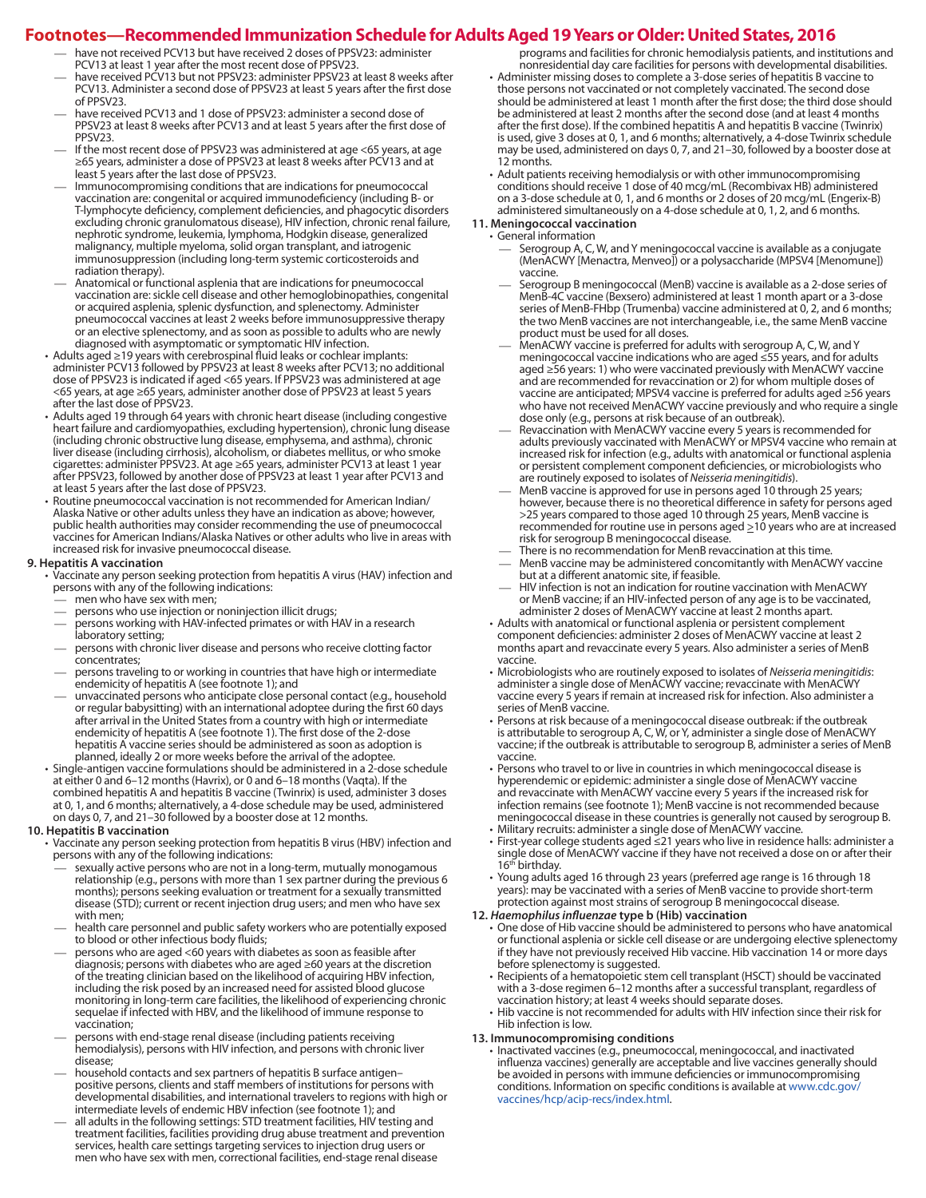# Footnotes—Recommended Immunization Schedule for Adults Aged 19 Years or Older: United States, 2016

- have not received PCV13 but have received 2 doses of PPSV23: administer PCV13 at least 1 year after the most recent dose of PPSV23.
- have received PCV13 but not PPSV23: administer PPSV23 at least 8 weeks after PCV13. Administer a second dose of PPSV23 at least 5 years after the first dose of PPSV23.
- have received PCV13 and 1 dose of PPSV23: administer a second dose of PPSV23 at least 8 weeks after PCV13 and at least 5 years after the first dose of PPSV23.
- If the most recent dose of PPSV23 was administered at age <65 years, at age ≥65 years, administer a dose of PPSV23 at least 8 weeks after PCV13 and at least 5 years after the last dose of PPSV23.
- Immunocompromising conditions that are indications for pneumococcal vaccination are: congenital or acquired immunodeficiency (including B- or T-lymphocyte deficiency, complement deficiencies, and phagocytic disorders excluding chronic granulomatous disease), HIV infection, chronic renal failure, nephrotic syndrome, leukemia, lymphoma, Hodgkin disease, generalized malignancy, multiple myeloma, solid organ transplant, and iatrogenic immunosuppression (including long-term systemic corticosteroids and radiation therapy).
- Anatomical or functional asplenia that are indications for pneumococcal vaccination are: sickle cell disease and other hemoglobinopathies, congenital or acquired asplenia, splenic dysfunction, and splenectomy. Administer pneumococcal vaccines at least 2 weeks before immunosuppressive therapy or an elective splenectomy, and as soon as possible to adults who are newly diagnosed with asymptomatic or symptomatic HIV infection.

- Adults aged ≥19 years with cerebrospinal fluid leaks or cochlear implants: administer PCV13 followed by PPSV23 at least 8 weeks after PCV13; no additional dose of PPSV23 is indicated if aged <65 years. If PPSV23 was administered at age <65 years, at age ≥65 years, administer another dose of PPSV23 at least 5 years after the last dose of PPSV23.
- Adults aged 19 through 64 years with chronic heart disease (including congestive heart failure and cardiomyopathies, excluding hypertension), chronic lung disease (including chronic obstructive lung disease, emphysema, and asthma), chronic liver disease (including cirrhosis), alcoholism, or diabetes mellitus, or who smoke cigarettes: administer PPSV23. At age ≥65 years, administer PCV13 at least 1 year after PPSV23, followed by another dose of PPSV23 at least 1 year after PCV13 and at least 5 years after the last dose of PPSV23.
- Routine pneumococcal vaccination is not recommended for American Indian/Alaska Native or other adults unless they have an indication as above; however, public health authorities may consider recommending the use of pneumococcal vaccines for American Indians/Alaska Natives or other adults who live in areas with increased risk for invasive pneumococcal disease.

**9. Hepatitis A vaccination**

- Vaccinate any person seeking protection from hepatitis A virus (HAV) infection and persons with any of the following indications:
  - men who have sex with men;
  - persons who use injection or noninjection illicit drugs;
  - persons working with HAV-infected primates or with HAV in a research laboratory setting;
  - persons with chronic liver disease and persons who receive clotting factor concentrates;
  - persons traveling to or working in countries that have high or intermediate endemicity of hepatitis A (see footnote 1); and
  - unvaccinated persons who anticipate close personal contact (e.g., household or regular babysitting) with an international adoptee during the first 60 days after arrival in the United States from a country with high or intermediate endemicity of hepatitis A (see footnote 1). The first dose of the 2-dose hepatitis A vaccine series should be administered as soon as adoption is planned, ideally 2 or more weeks before the arrival of the adoptee.
- Single-antigen vaccine formulations should be administered in a 2-dose schedule at either 0 and 6–12 months (Havrix), or 0 and 6–18 months (Vaqta). If the combined hepatitis A and hepatitis B vaccine (Twinrix) is used, administer 3 doses at 0, 1, and 6 months; alternatively, a 4-dose schedule may be used, administered on days 0, 7, and 21–30 followed by a booster dose at 12 months.

**10. Hepatitis B vaccination**

- Vaccinate any person seeking protection from hepatitis B virus (HBV) infection and persons with any of the following indications:
  - sexually active persons who are not in a long-term, mutually monogamous relationship (e.g., persons with more than 1 sex partner during the previous 6 months); persons seeking evaluation or treatment for a sexually transmitted disease (STD); current or recent injection drug users; and men who have sex with men;
  - health care personnel and public safety workers who are potentially exposed to blood or other infectious body fluids;
  - persons who are aged <60 years with diabetes as soon as feasible after diagnosis; persons with diabetes who are aged ≥60 years at the discretion of the treating clinician based on the likelihood of acquiring HBV infection, including the risk posed by an increased need for assisted blood glucose monitoring in long-term care facilities, the likelihood of experiencing chronic sequelae if infected with HBV, and the likelihood of immune response to vaccination;
  - persons with end-stage renal disease (including patients receiving hemodialysis), persons with HIV infection, and persons with chronic liver disease;
  - household contacts and sex partners of hepatitis B surface antigen–positive persons, clients and staff members of institutions for persons with developmental disabilities, and international travelers to regions with high or intermediate levels of endemic HBV infection (see footnote 1); and
  - all adults in the following settings: STD treatment facilities, HIV testing and treatment facilities, facilities providing drug abuse treatment and prevention services, health care settings targeting services to injection drug users or men who have sex with men, correctional facilities, end-stage renal disease programs and facilities for chronic hemodialysis patients, and institutions and nonresidential day care facilities for persons with developmental disabilities.
- Administer missing doses to complete a 3-dose series of hepatitis B vaccine to those persons not vaccinated or not completely vaccinated. The second dose should be administered at least 1 month after the first dose; the third dose should be administered at least 2 months after the second dose (and at least 4 months after the first dose). If the combined hepatitis A and hepatitis B vaccine (Twinrix) is used, give 3 doses at 0, 1, and 6 months; alternatively, a 4-dose Twinrix schedule may be used, administered on days 0, 7, and 21–30, followed by a booster dose at 12 months.
- Adult patients receiving hemodialysis or with other immunocompromising conditions should receive 1 dose of 40 mcg/mL (Recombivax HB) administered on a 3-dose schedule at 0, 1, and 6 months or 2 doses of 20 mcg/mL (Engerix-B) administered simultaneously on a 4-dose schedule at 0, 1, 2, and 6 months.

**11. Meningococcal vaccination**

- General information
  - Serogroup A, C, W, and Y meningococcal vaccine is available as a conjugate (MenACWY [Menactra, Menveo]) or a polysaccharide (MPSV4 [Menomune]) vaccine.
  - Serogroup B meningococcal (MenB) vaccine is available as a 2-dose series of MenB-4C vaccine (Bexsero) administered at least 1 month apart or a 3-dose series of MenB-FHbp (Trumenba) vaccine administered at 0, 2, and 6 months; the two MenB vaccines are not interchangeable, i.e., the same MenB vaccine product must be used for all doses.
  - MenACWY vaccine is preferred for adults with serogroup A, C, W, and Y meningococcal vaccine indications who are aged ≤55 years, and for adults aged ≥56 years: 1) who were vaccinated previously with MenACWY vaccine and are recommended for revaccination or 2) for whom multiple doses of vaccine are anticipated; MPSV4 vaccine is preferred for adults aged ≥56 years who have not received MenACWY vaccine previously and who require a single dose only (e.g., persons at risk because of an outbreak).
  - Revaccination with MenACWY vaccine every 5 years is recommended for adults previously vaccinated with MenACWY or MPSV4 vaccine who remain at increased risk for infection (e.g., adults with anatomical or functional asplenia or persistent complement component deficiencies, or microbiologists who are routinely exposed to isolates of *Neisseria meningitidis*).
  - MenB vaccine is approved for use in persons aged 10 through 25 years; however, because there is no theoretical difference in safety for persons aged >25 years compared to those aged 10 through 25 years, MenB vaccine is recommended for routine use in persons aged ≥10 years who are at increased risk for serogroup B meningococcal disease.
  - There is no recommendation for MenB revaccination at this time.
  - MenB vaccine may be administered concomitantly with MenACWY vaccine but at a different anatomic site, if feasible.
  - HIV infection is not an indication for routine vaccination with MenACWY or MenB vaccine; if an HIV-infected person of any age is to be vaccinated, administer 2 doses of MenACWY vaccine at least 2 months apart.
- Adults with anatomical or functional asplenia or persistent complement component deficiencies: administer 2 doses of MenACWY vaccine at least 2 months apart and revaccinate every 5 years. Also administer a series of MenB vaccine.
- Microbiologists who are routinely exposed to isolates of *Neisseria meningitidis*: administer a single dose of MenACWY vaccine; revaccinate with MenACWY vaccine every 5 years if remain at increased risk for infection. Also administer a series of MenB vaccine.
- Persons at risk because of a meningococcal disease outbreak: if the outbreak is attributable to serogroup A, C, W, or Y, administer a single dose of MenACWY vaccine; if the outbreak is attributable to serogroup B, administer a series of MenB vaccine.
- Persons who travel to or live in countries in which meningococcal disease is hyperendemic or epidemic: administer a single dose of MenACWY vaccine and revaccinate with MenACWY vaccine every 5 years if the increased risk for infection remains (see footnote 1); MenB vaccine is not recommended because meningococcal disease in these countries is generally not caused by serogroup B.
- Military recruits: administer a single dose of MenACWY vaccine.
- First-year college students aged ≤21 years who live in residence halls: administer a single dose of MenACWY vaccine if they have not received a dose on or after their 16th birthday.
- Young adults aged 16 through 23 years (preferred age range is 16 through 18 years): may be vaccinated with a series of MenB vaccine to provide short-term protection against most strains of serogroup B meningococcal disease.

**12. *Haemophilus influenzae* type b (Hib) vaccination**

- One dose of Hib vaccine should be administered to persons who have anatomical or functional asplenia or sickle cell disease or are undergoing elective splenectomy if they have not previously received Hib vaccine. Hib vaccination 14 or more days before splenectomy is suggested.
- Recipients of a hematopoietic stem cell transplant (HSCT) should be vaccinated with a 3-dose regimen 6–12 months after a successful transplant, regardless of vaccination history; at least 4 weeks should separate doses.
- Hib vaccine is not recommended for adults with HIV infection since their risk for Hib infection is low.

**13. Immunocompromising conditions**

- Inactivated vaccines (e.g., pneumococcal, meningococcal, and inactivated influenza vaccines) generally are acceptable and live vaccines generally should be avoided in persons with immune deficiencies or immunocompromising conditions. Information on specific conditions is available at www.cdc.gov/vaccines/hcp/acip-recs/index.html.